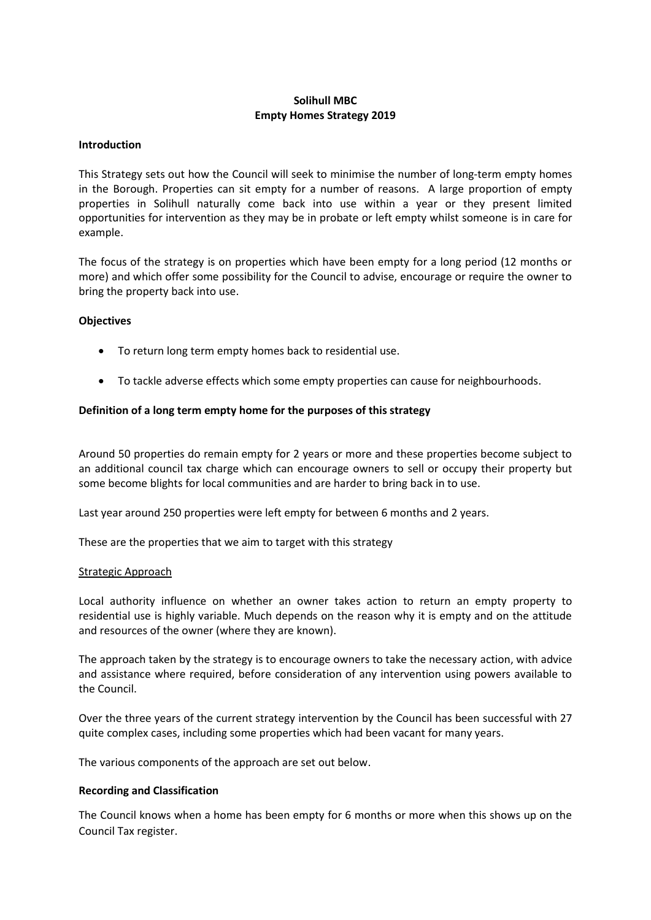# Solihull MBC
# Empty Homes Strategy 2019

## Introduction

This Strategy sets out how the Council will seek to minimise the number of long-term empty homes in the Borough. Properties can sit empty for a number of reasons. A large proportion of empty properties in Solihull naturally come back into use within a year or they present limited opportunities for intervention as they may be in probate or left empty whilst someone is in care for example.

The focus of the strategy is on properties which have been empty for a long period (12 months or more) and which offer some possibility for the Council to advise, encourage or require the owner to bring the property back into use.

## Objectives

- To return long term empty homes back to residential use.
- To tackle adverse effects which some empty properties can cause for neighbourhoods.

## Definition of a long term empty home for the purposes of this strategy

Around 50 properties do remain empty for 2 years or more and these properties become subject to an additional council tax charge which can encourage owners to sell or occupy their property but some become blights for local communities and are harder to bring back in to use.

Last year around 250 properties were left empty for between 6 months and 2 years.

These are the properties that we aim to target with this strategy

### Strategic Approach

Local authority influence on whether an owner takes action to return an empty property to residential use is highly variable. Much depends on the reason why it is empty and on the attitude and resources of the owner (where they are known).

The approach taken by the strategy is to encourage owners to take the necessary action, with advice and assistance where required, before consideration of any intervention using powers available to the Council.

Over the three years of the current strategy intervention by the Council has been successful with 27 quite complex cases, including some properties which had been vacant for many years.

The various components of the approach are set out below.

## Recording and Classification

The Council knows when a home has been empty for 6 months or more when this shows up on the Council Tax register.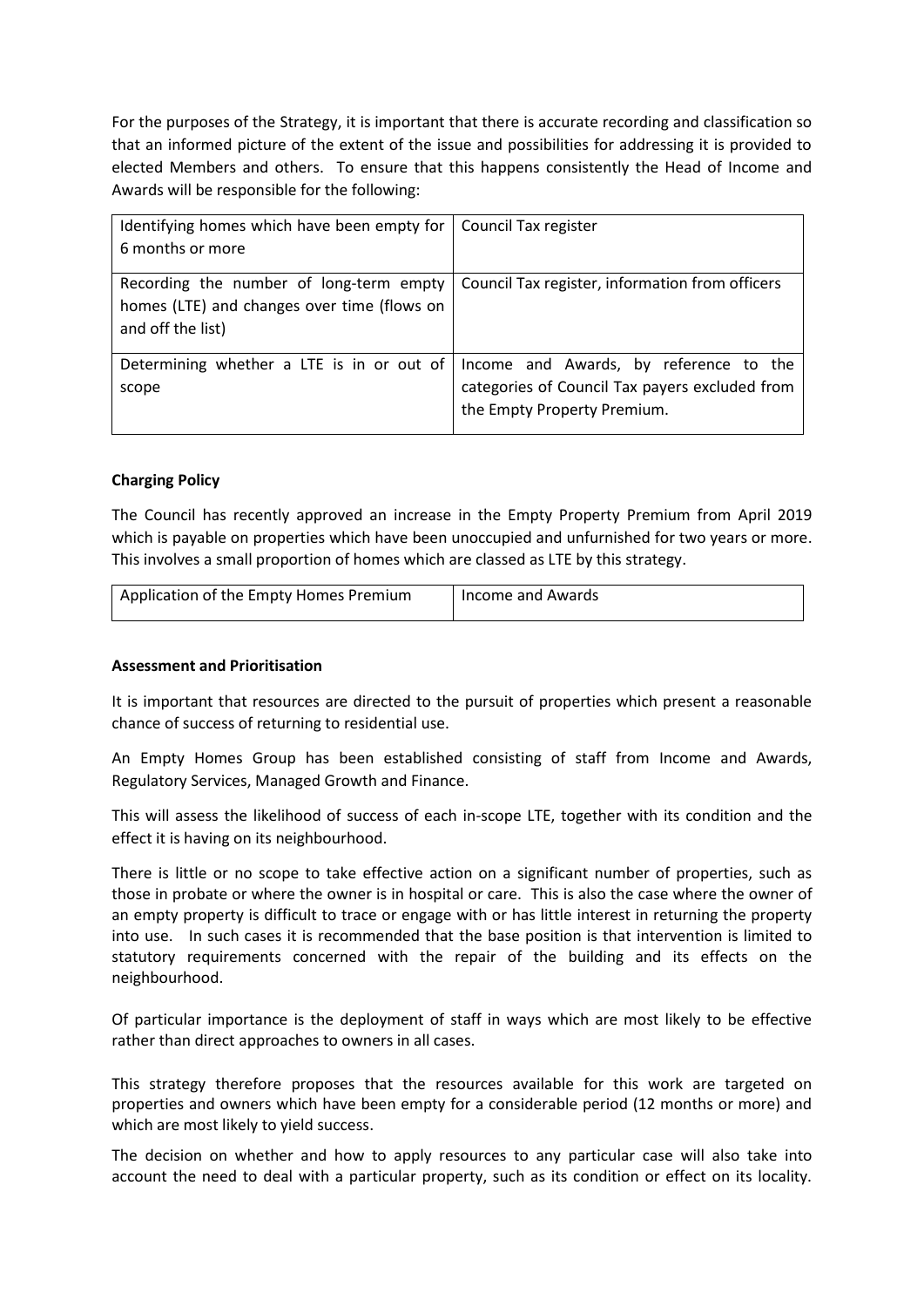For the purposes of the Strategy, it is important that there is accurate recording and classification so that an informed picture of the extent of the issue and possibilities for addressing it is provided to elected Members and others. To ensure that this happens consistently the Head of Income and Awards will be responsible for the following:

| | |
|---|---|
| Identifying homes which have been empty for 6 months or more | Council Tax register |
| Recording the number of long-term empty homes (LTE) and changes over time (flows on and off the list) | Council Tax register, information from officers |
| Determining whether a LTE is in or out of scope | Income and Awards, by reference to the categories of Council Tax payers excluded from the Empty Property Premium. |

**Charging Policy**

The Council has recently approved an increase in the Empty Property Premium from April 2019 which is payable on properties which have been unoccupied and unfurnished for two years or more. This involves a small proportion of homes which are classed as LTE by this strategy.

| | |
|---|---|
| Application of the Empty Homes Premium | Income and Awards |

**Assessment and Prioritisation**

It is important that resources are directed to the pursuit of properties which present a reasonable chance of success of returning to residential use.

An Empty Homes Group has been established consisting of staff from Income and Awards, Regulatory Services, Managed Growth and Finance.

This will assess the likelihood of success of each in-scope LTE, together with its condition and the effect it is having on its neighbourhood.

There is little or no scope to take effective action on a significant number of properties, such as those in probate or where the owner is in hospital or care. This is also the case where the owner of an empty property is difficult to trace or engage with or has little interest in returning the property into use. In such cases it is recommended that the base position is that intervention is limited to statutory requirements concerned with the repair of the building and its effects on the neighbourhood.

Of particular importance is the deployment of staff in ways which are most likely to be effective rather than direct approaches to owners in all cases.

This strategy therefore proposes that the resources available for this work are targeted on properties and owners which have been empty for a considerable period (12 months or more) and which are most likely to yield success.

The decision on whether and how to apply resources to any particular case will also take into account the need to deal with a particular property, such as its condition or effect on its locality.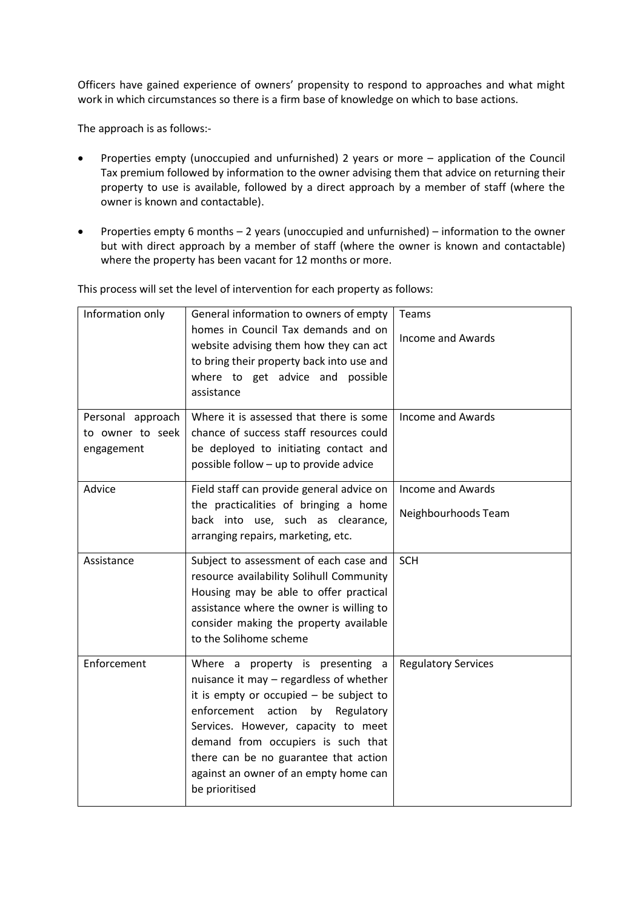Officers have gained experience of owners' propensity to respond to approaches and what might work in which circumstances so there is a firm base of knowledge on which to base actions.

The approach is as follows:-

- Properties empty (unoccupied and unfurnished) 2 years or more – application of the Council Tax premium followed by information to the owner advising them that advice on returning their property to use is available, followed by a direct approach by a member of staff (where the owner is known and contactable).
- Properties empty 6 months – 2 years (unoccupied and unfurnished) – information to the owner but with direct approach by a member of staff (where the owner is known and contactable) where the property has been vacant for 12 months or more.

This process will set the level of intervention for each property as follows:

| Information only | General information to owners of empty homes in Council Tax demands and on website advising them how they can act to bring their property back into use and where to get advice and possible assistance | Teams<br>Income and Awards |
|---|---|---|
| Personal approach to owner to seek engagement | Where it is assessed that there is some chance of success staff resources could be deployed to initiating contact and possible follow – up to provide advice | Income and Awards |
| Advice | Field staff can provide general advice on the practicalities of bringing a home back into use, such as clearance, arranging repairs, marketing, etc. | Income and Awards<br>Neighbourhoods Team |
| Assistance | Subject to assessment of each case and resource availability Solihull Community Housing may be able to offer practical assistance where the owner is willing to consider making the property available to the Solihome scheme | SCH |
| Enforcement | Where a property is presenting a nuisance it may – regardless of whether it is empty or occupied – be subject to enforcement action by Regulatory Services. However, capacity to meet demand from occupiers is such that there can be no guarantee that action against an owner of an empty home can be prioritised | Regulatory Services |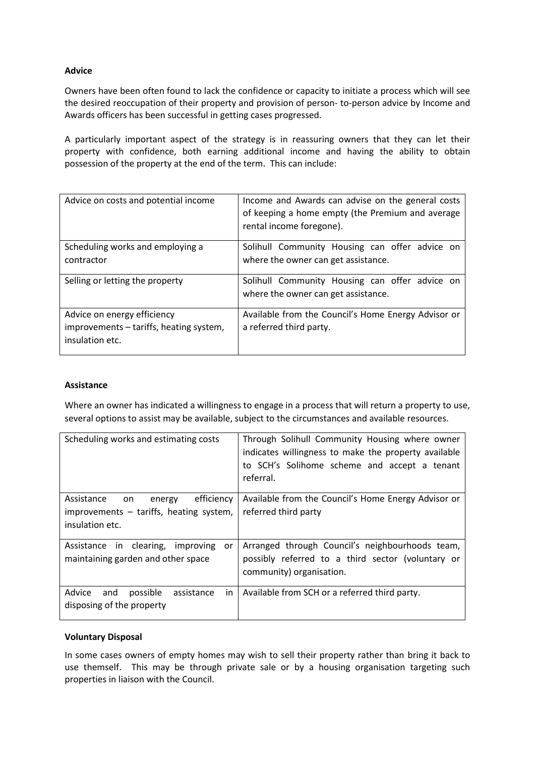**Advice**

Owners have been often found to lack the confidence or capacity to initiate a process which will see the desired reoccupation of their property and provision of person- to-person advice by Income and Awards officers has been successful in getting cases progressed.

A particularly important aspect of the strategy is in reassuring owners that they can let their property with confidence, both earning additional income and having the ability to obtain possession of the property at the end of the term. This can include:

| | |
|---|---|
| Advice on costs and potential income | Income and Awards can advise on the general costs of keeping a home empty (the Premium and average rental income foregone). |
| Scheduling works and employing a contractor | Solihull Community Housing can offer advice on where the owner can get assistance. |
| Selling or letting the property | Solihull Community Housing can offer advice on where the owner can get assistance. |
| Advice on energy efficiency improvements – tariffs, heating system, insulation etc. | Available from the Council's Home Energy Advisor or a referred third party. |

**Assistance**

Where an owner has indicated a willingness to engage in a process that will return a property to use, several options to assist may be available, subject to the circumstances and available resources.

| | |
|---|---|
| Scheduling works and estimating costs | Through Solihull Community Housing where owner indicates willingness to make the property available to SCH's Solihome scheme and accept a tenant referral. |
| Assistance on energy efficiency improvements – tariffs, heating system, insulation etc. | Available from the Council's Home Energy Advisor or referred third party |
| Assistance in clearing, improving or maintaining garden and other space | Arranged through Council's neighbourhoods team, possibly referred to a third sector (voluntary or community) organisation. |
| Advice and possible assistance in disposing of the property | Available from SCH or a referred third party. |

**Voluntary Disposal**

In some cases owners of empty homes may wish to sell their property rather than bring it back to use themself. This may be through private sale or by a housing organisation targeting such properties in liaison with the Council.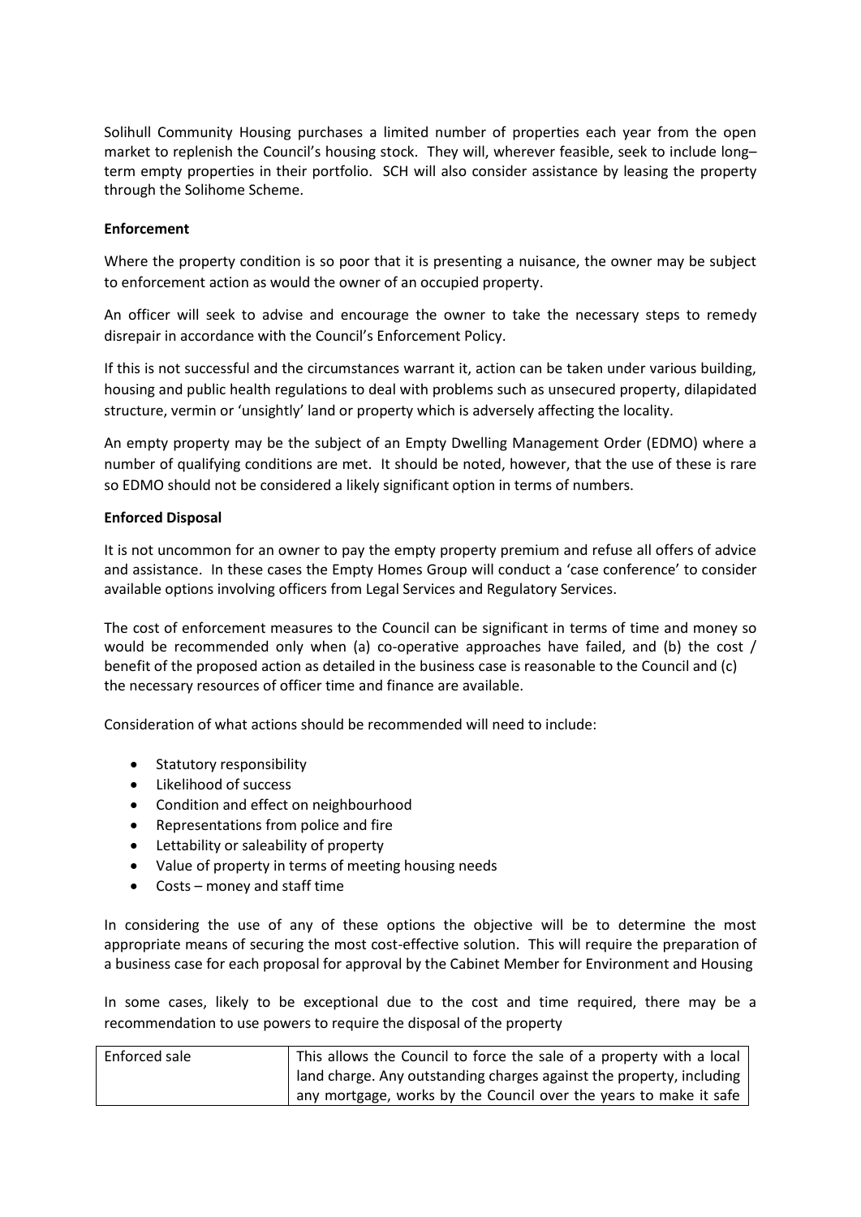Solihull Community Housing purchases a limited number of properties each year from the open market to replenish the Council's housing stock. They will, wherever feasible, seek to include long–term empty properties in their portfolio. SCH will also consider assistance by leasing the property through the Solihome Scheme.

**Enforcement**

Where the property condition is so poor that it is presenting a nuisance, the owner may be subject to enforcement action as would the owner of an occupied property.

An officer will seek to advise and encourage the owner to take the necessary steps to remedy disrepair in accordance with the Council's Enforcement Policy.

If this is not successful and the circumstances warrant it, action can be taken under various building, housing and public health regulations to deal with problems such as unsecured property, dilapidated structure, vermin or 'unsightly' land or property which is adversely affecting the locality.

An empty property may be the subject of an Empty Dwelling Management Order (EDMO) where a number of qualifying conditions are met. It should be noted, however, that the use of these is rare so EDMO should not be considered a likely significant option in terms of numbers.

**Enforced Disposal**

It is not uncommon for an owner to pay the empty property premium and refuse all offers of advice and assistance. In these cases the Empty Homes Group will conduct a 'case conference' to consider available options involving officers from Legal Services and Regulatory Services.

The cost of enforcement measures to the Council can be significant in terms of time and money so would be recommended only when (a) co-operative approaches have failed, and (b) the cost / benefit of the proposed action as detailed in the business case is reasonable to the Council and (c) the necessary resources of officer time and finance are available.

Consideration of what actions should be recommended will need to include:

- Statutory responsibility
- Likelihood of success
- Condition and effect on neighbourhood
- Representations from police and fire
- Lettability or saleability of property
- Value of property in terms of meeting housing needs
- Costs – money and staff time

In considering the use of any of these options the objective will be to determine the most appropriate means of securing the most cost-effective solution. This will require the preparation of a business case for each proposal for approval by the Cabinet Member for Environment and Housing

In some cases, likely to be exceptional due to the cost and time required, there may be a recommendation to use powers to require the disposal of the property

| | |
|---|---|
| Enforced sale | This allows the Council to force the sale of a property with a local land charge. Any outstanding charges against the property, including any mortgage, works by the Council over the years to make it safe |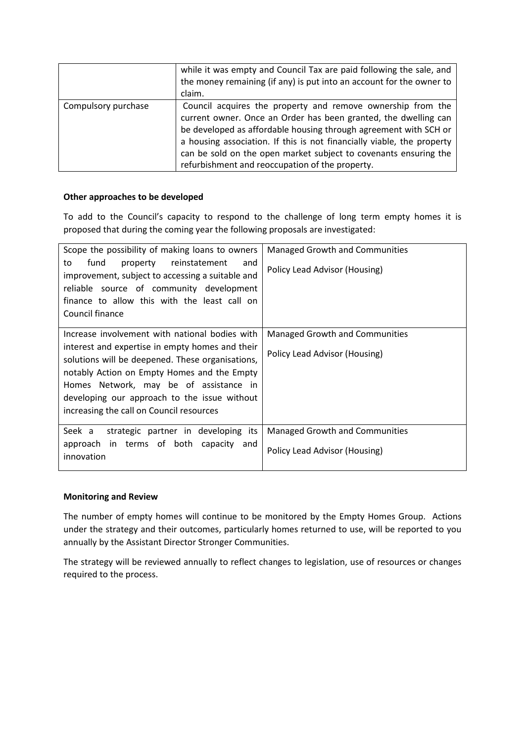| | |
|---|---|
| | while it was empty and Council Tax are paid following the sale, and the money remaining (if any) is put into an account for the owner to claim. |
| Compulsory purchase | Council acquires the property and remove ownership from the current owner. Once an Order has been granted, the dwelling can be developed as affordable housing through agreement with SCH or a housing association. If this is not financially viable, the property can be sold on the open market subject to covenants ensuring the refurbishment and reoccupation of the property. |

**Other approaches to be developed**

To add to the Council's capacity to respond to the challenge of long term empty homes it is proposed that during the coming year the following proposals are investigated:

| | |
|---|---|
| Scope the possibility of making loans to owners to fund property reinstatement and improvement, subject to accessing a suitable and reliable source of community development finance to allow this with the least call on Council finance | Managed Growth and Communities<br><br>Policy Lead Advisor (Housing) |
| Increase involvement with national bodies with interest and expertise in empty homes and their solutions will be deepened. These organisations, notably Action on Empty Homes and the Empty Homes Network, may be of assistance in developing our approach to the issue without increasing the call on Council resources | Managed Growth and Communities<br><br>Policy Lead Advisor (Housing) |
| Seek a strategic partner in developing its approach in terms of both capacity and innovation | Managed Growth and Communities<br><br>Policy Lead Advisor (Housing) |

**Monitoring and Review**

The number of empty homes will continue to be monitored by the Empty Homes Group. Actions under the strategy and their outcomes, particularly homes returned to use, will be reported to you annually by the Assistant Director Stronger Communities.

The strategy will be reviewed annually to reflect changes to legislation, use of resources or changes required to the process.